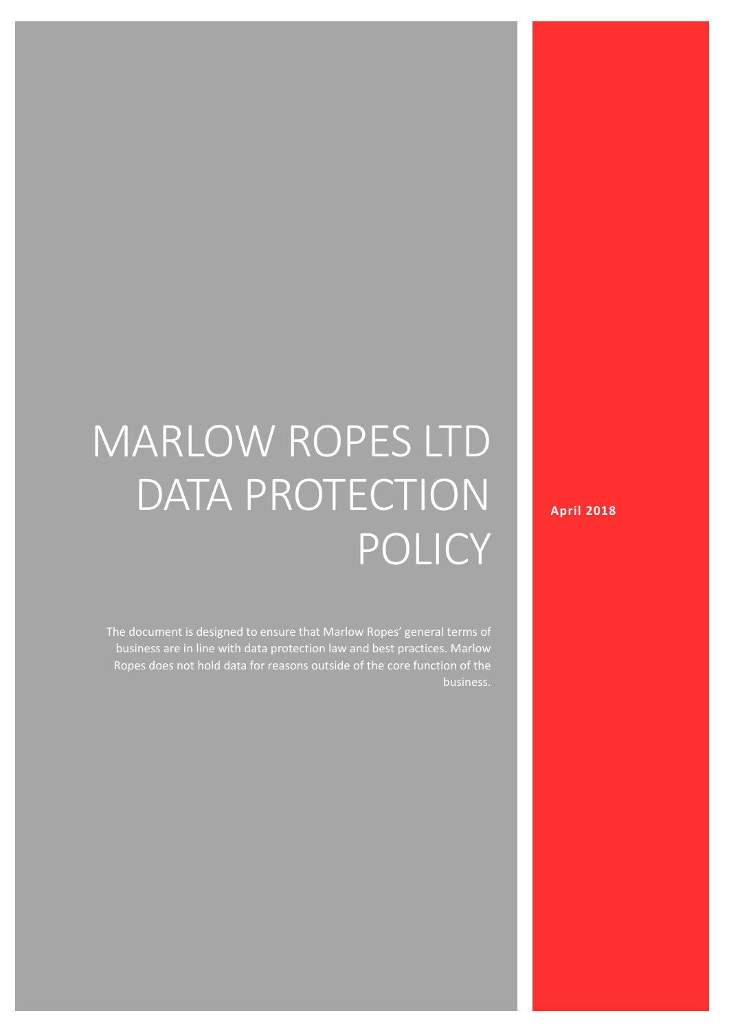# MARLOW ROPES LTD DATA PROTECTION POLICY

The document is designed to ensure that Marlow Ropes' general terms of business are in line with data protection law and best practices. Marlow Ropes does not hold data for reasons outside of the core function of the business.

**April 2018**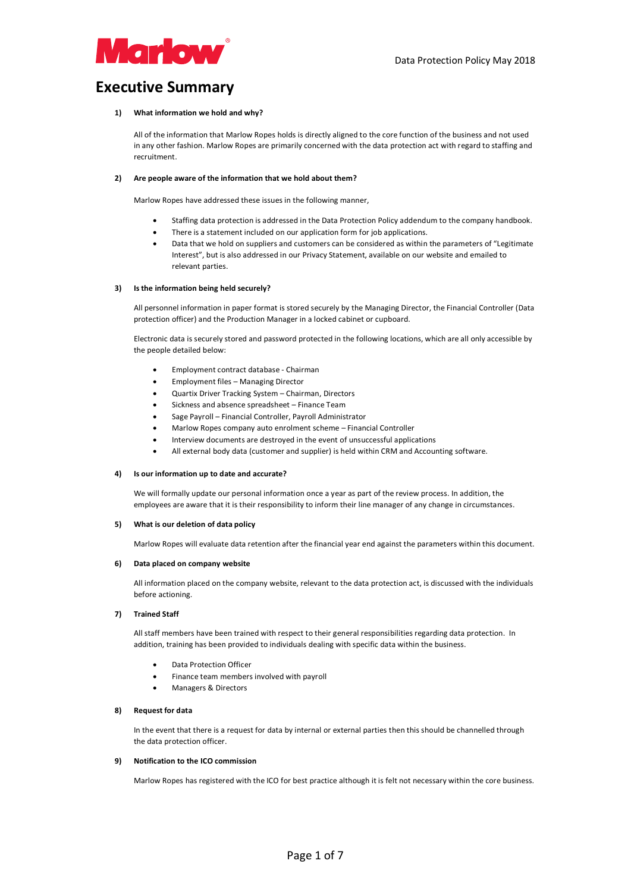# Executive Summary

**1) What information we hold and why?**

All of the information that Marlow Ropes holds is directly aligned to the core function of the business and not used in any other fashion. Marlow Ropes are primarily concerned with the data protection act with regard to staffing and recruitment.

**2) Are people aware of the information that we hold about them?**

Marlow Ropes have addressed these issues in the following manner,

- Staffing data protection is addressed in the Data Protection Policy addendum to the company handbook.
- There is a statement included on our application form for job applications.
- Data that we hold on suppliers and customers can be considered as within the parameters of "Legitimate Interest", but is also addressed in our Privacy Statement, available on our website and emailed to relevant parties.

**3) Is the information being held securely?**

All personnel information in paper format is stored securely by the Managing Director, the Financial Controller (Data protection officer) and the Production Manager in a locked cabinet or cupboard.

Electronic data is securely stored and password protected in the following locations, which are all only accessible by the people detailed below:

- Employment contract database - Chairman
- Employment files – Managing Director
- Quartix Driver Tracking System – Chairman, Directors
- Sickness and absence spreadsheet – Finance Team
- Sage Payroll – Financial Controller, Payroll Administrator
- Marlow Ropes company auto enrolment scheme – Financial Controller
- Interview documents are destroyed in the event of unsuccessful applications
- All external body data (customer and supplier) is held within CRM and Accounting software.

**4) Is our information up to date and accurate?**

We will formally update our personal information once a year as part of the review process. In addition, the employees are aware that it is their responsibility to inform their line manager of any change in circumstances.

**5) What is our deletion of data policy**

Marlow Ropes will evaluate data retention after the financial year end against the parameters within this document.

**6) Data placed on company website**

All information placed on the company website, relevant to the data protection act, is discussed with the individuals before actioning.

**7) Trained Staff**

All staff members have been trained with respect to their general responsibilities regarding data protection. In addition, training has been provided to individuals dealing with specific data within the business.

- Data Protection Officer
- Finance team members involved with payroll
- Managers & Directors

**8) Request for data**

In the event that there is a request for data by internal or external parties then this should be channelled through the data protection officer.

**9) Notification to the ICO commission**

Marlow Ropes has registered with the ICO for best practice although it is felt not necessary within the core business.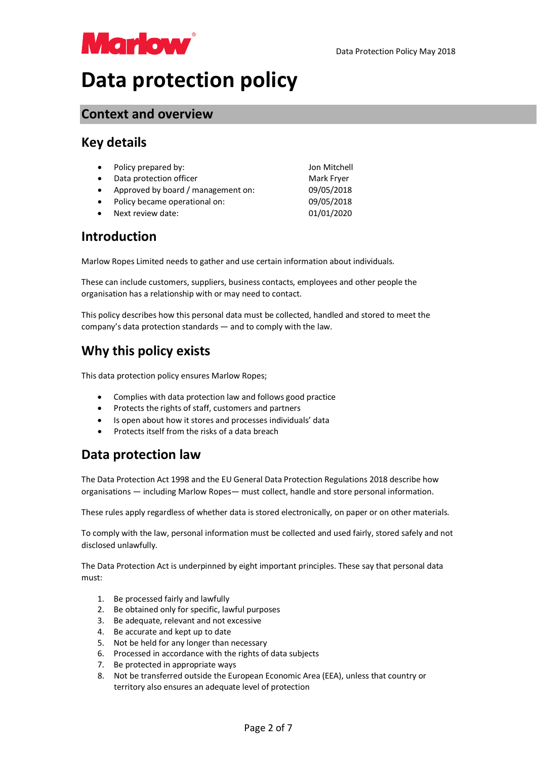# Data protection policy

## Context and overview

### Key details

- Policy prepared by: Jon Mitchell
- Data protection officer Mark Fryer
- Approved by board / management on: 09/05/2018
- Policy became operational on: 09/05/2018
- Next review date: 01/01/2020

### Introduction

Marlow Ropes Limited needs to gather and use certain information about individuals.

These can include customers, suppliers, business contacts, employees and other people the organisation has a relationship with or may need to contact.

This policy describes how this personal data must be collected, handled and stored to meet the company's data protection standards — and to comply with the law.

### Why this policy exists

This data protection policy ensures Marlow Ropes;

- Complies with data protection law and follows good practice
- Protects the rights of staff, customers and partners
- Is open about how it stores and processes individuals' data
- Protects itself from the risks of a data breach

### Data protection law

The Data Protection Act 1998 and the EU General Data Protection Regulations 2018 describe how organisations — including Marlow Ropes— must collect, handle and store personal information.

These rules apply regardless of whether data is stored electronically, on paper or on other materials.

To comply with the law, personal information must be collected and used fairly, stored safely and not disclosed unlawfully.

The Data Protection Act is underpinned by eight important principles. These say that personal data must:

1. Be processed fairly and lawfully
2. Be obtained only for specific, lawful purposes
3. Be adequate, relevant and not excessive
4. Be accurate and kept up to date
5. Not be held for any longer than necessary
6. Processed in accordance with the rights of data subjects
7. Be protected in appropriate ways
8. Not be transferred outside the European Economic Area (EEA), unless that country or territory also ensures an adequate level of protection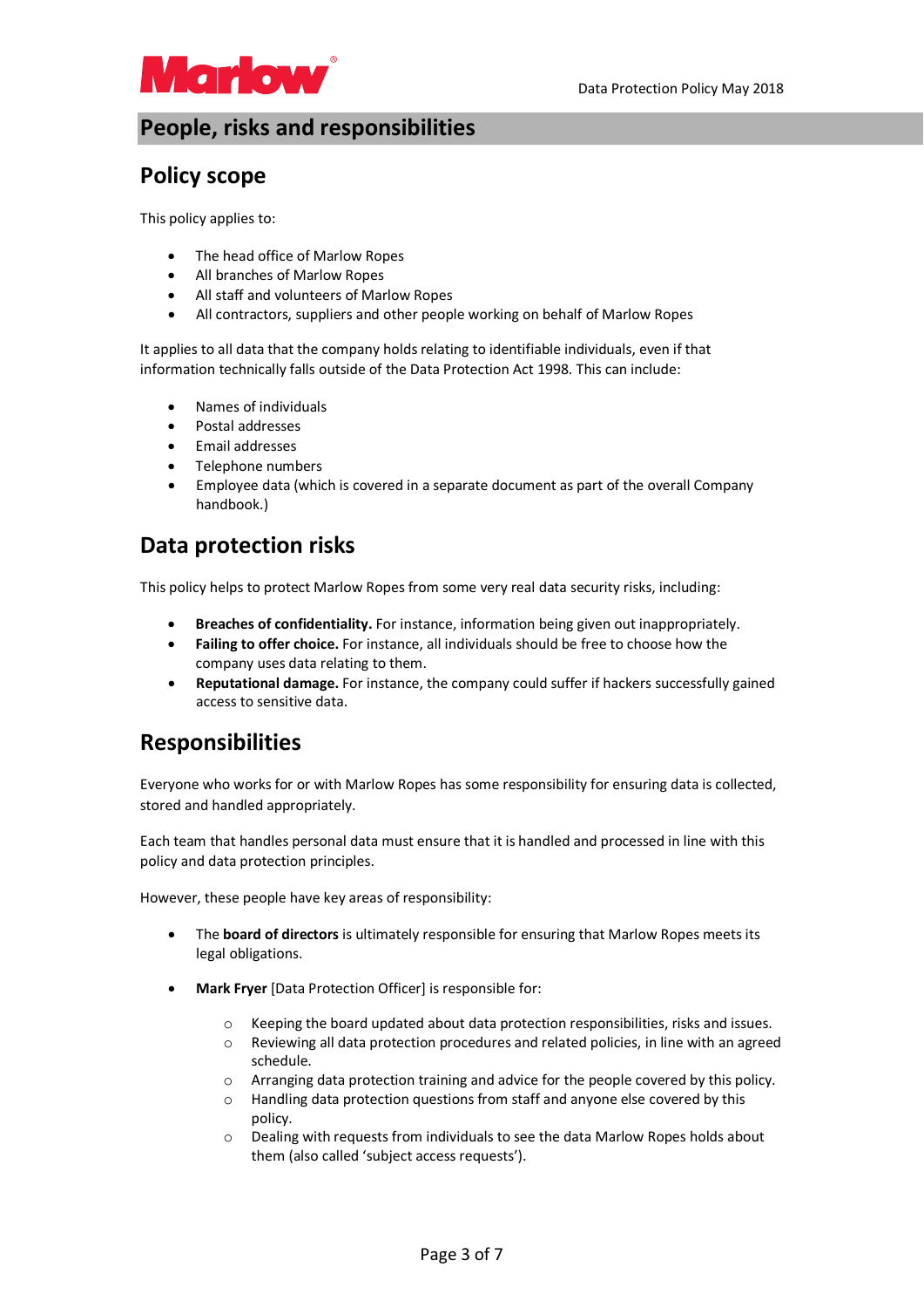## People, risks and responsibilities

### Policy scope

This policy applies to:

- The head office of Marlow Ropes
- All branches of Marlow Ropes
- All staff and volunteers of Marlow Ropes
- All contractors, suppliers and other people working on behalf of Marlow Ropes

It applies to all data that the company holds relating to identifiable individuals, even if that information technically falls outside of the Data Protection Act 1998. This can include:

- Names of individuals
- Postal addresses
- Email addresses
- Telephone numbers
- Employee data (which is covered in a separate document as part of the overall Company handbook.)

### Data protection risks

This policy helps to protect Marlow Ropes from some very real data security risks, including:

- **Breaches of confidentiality.** For instance, information being given out inappropriately.
- **Failing to offer choice.** For instance, all individuals should be free to choose how the company uses data relating to them.
- **Reputational damage.** For instance, the company could suffer if hackers successfully gained access to sensitive data.

### Responsibilities

Everyone who works for or with Marlow Ropes has some responsibility for ensuring data is collected, stored and handled appropriately.

Each team that handles personal data must ensure that it is handled and processed in line with this policy and data protection principles.

However, these people have key areas of responsibility:

- The **board of directors** is ultimately responsible for ensuring that Marlow Ropes meets its legal obligations.
- **Mark Fryer** [Data Protection Officer] is responsible for:
    - Keeping the board updated about data protection responsibilities, risks and issues.
    - Reviewing all data protection procedures and related policies, in line with an agreed schedule.
    - Arranging data protection training and advice for the people covered by this policy.
    - Handling data protection questions from staff and anyone else covered by this policy.
    - Dealing with requests from individuals to see the data Marlow Ropes holds about them (also called 'subject access requests').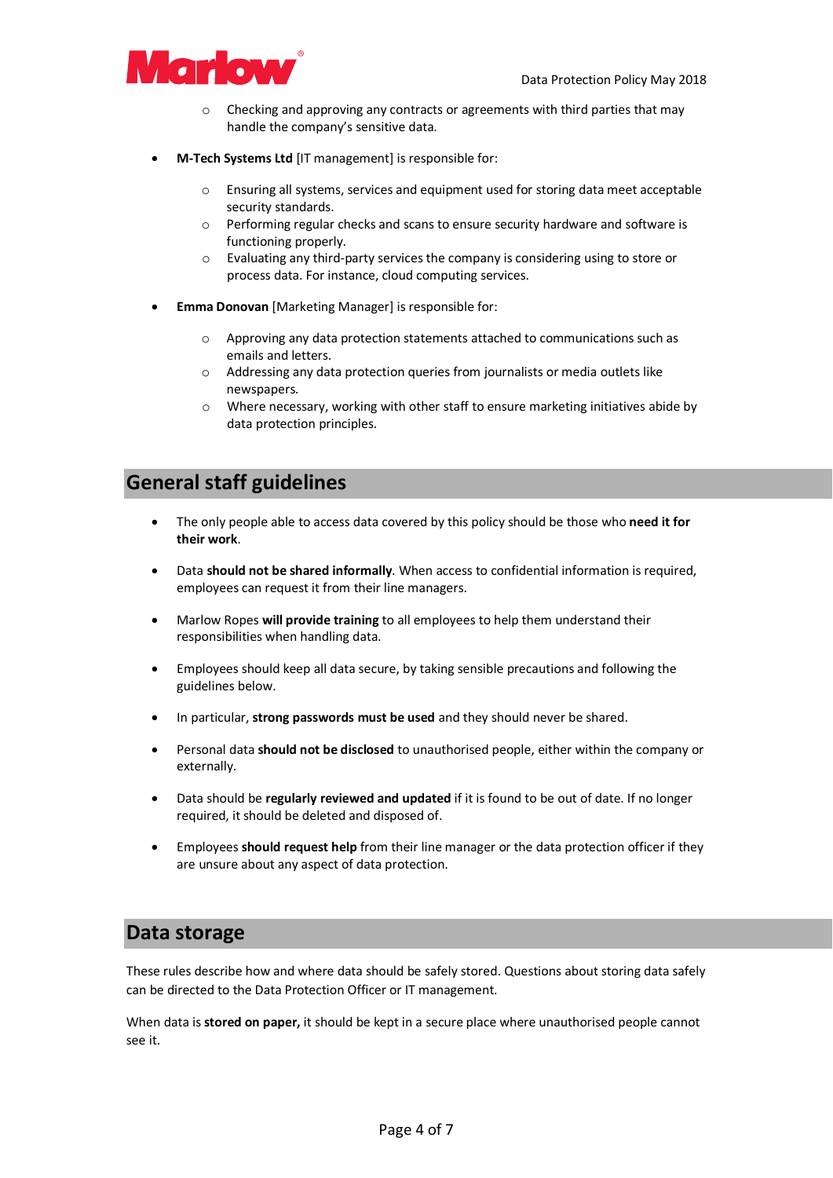- Checking and approving any contracts or agreements with third parties that may handle the company's sensitive data.

- **M-Tech Systems Ltd** [IT management] is responsible for:

    - Ensuring all systems, services and equipment used for storing data meet acceptable security standards.
    - Performing regular checks and scans to ensure security hardware and software is functioning properly.
    - Evaluating any third-party services the company is considering using to store or process data. For instance, cloud computing services.

- **Emma Donovan** [Marketing Manager] is responsible for:

    - Approving any data protection statements attached to communications such as emails and letters.
    - Addressing any data protection queries from journalists or media outlets like newspapers.
    - Where necessary, working with other staff to ensure marketing initiatives abide by data protection principles.

## General staff guidelines

- The only people able to access data covered by this policy should be those who **need it for their work**.

- Data **should not be shared informally**. When access to confidential information is required, employees can request it from their line managers.

- Marlow Ropes **will provide training** to all employees to help them understand their responsibilities when handling data.

- Employees should keep all data secure, by taking sensible precautions and following the guidelines below.

- In particular, **strong passwords must be used** and they should never be shared.

- Personal data **should not be disclosed** to unauthorised people, either within the company or externally.

- Data should be **regularly reviewed and updated** if it is found to be out of date. If no longer required, it should be deleted and disposed of.

- Employees **should request help** from their line manager or the data protection officer if they are unsure about any aspect of data protection.

## Data storage

These rules describe how and where data should be safely stored. Questions about storing data safely can be directed to the Data Protection Officer or IT management.

When data is **stored on paper,** it should be kept in a secure place where unauthorised people cannot see it.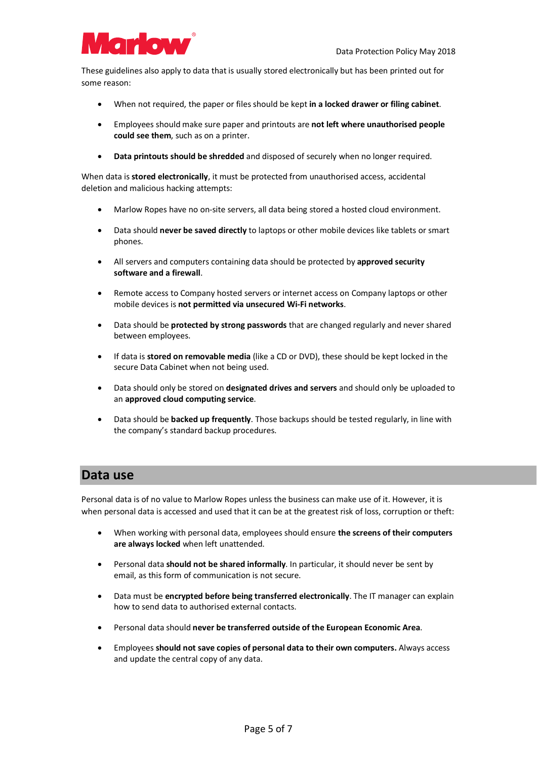These guidelines also apply to data that is usually stored electronically but has been printed out for some reason:

- When not required, the paper or files should be kept **in a locked drawer or filing cabinet**.
- Employees should make sure paper and printouts are **not left where unauthorised people could see them**, such as on a printer.
- **Data printouts should be shredded** and disposed of securely when no longer required.

When data is **stored electronically**, it must be protected from unauthorised access, accidental deletion and malicious hacking attempts:

- Marlow Ropes have no on-site servers, all data being stored a hosted cloud environment.
- Data should **never be saved directly** to laptops or other mobile devices like tablets or smart phones.
- All servers and computers containing data should be protected by **approved security software and a firewall**.
- Remote access to Company hosted servers or internet access on Company laptops or other mobile devices is **not permitted via unsecured Wi-Fi networks**.
- Data should be **protected by strong passwords** that are changed regularly and never shared between employees.
- If data is **stored on removable media** (like a CD or DVD), these should be kept locked in the secure Data Cabinet when not being used.
- Data should only be stored on **designated drives and servers** and should only be uploaded to an **approved cloud computing service**.
- Data should be **backed up frequently**. Those backups should be tested regularly, in line with the company's standard backup procedures.

## Data use

Personal data is of no value to Marlow Ropes unless the business can make use of it. However, it is when personal data is accessed and used that it can be at the greatest risk of loss, corruption or theft:

- When working with personal data, employees should ensure **the screens of their computers are always locked** when left unattended.
- Personal data **should not be shared informally**. In particular, it should never be sent by email, as this form of communication is not secure.
- Data must be **encrypted before being transferred electronically**. The IT manager can explain how to send data to authorised external contacts.
- Personal data should **never be transferred outside of the European Economic Area**.
- Employees **should not save copies of personal data to their own computers.** Always access and update the central copy of any data.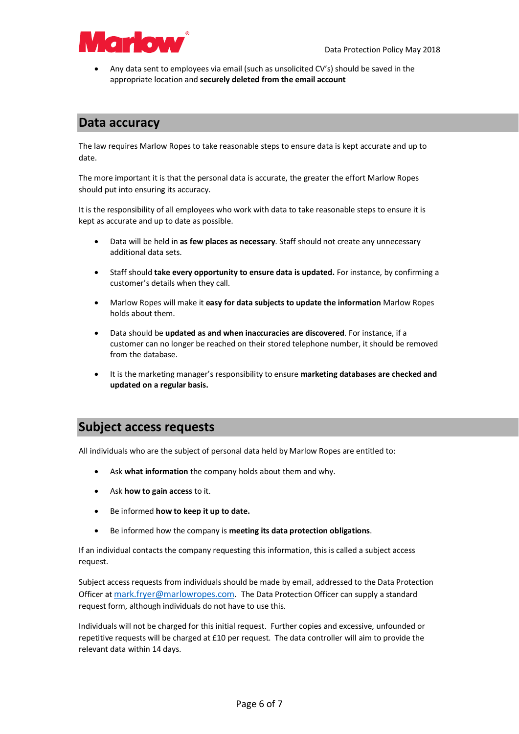- Any data sent to employees via email (such as unsolicited CV's) should be saved in the appropriate location and **securely deleted from the email account**

## Data accuracy

The law requires Marlow Ropes to take reasonable steps to ensure data is kept accurate and up to date.

The more important it is that the personal data is accurate, the greater the effort Marlow Ropes should put into ensuring its accuracy.

It is the responsibility of all employees who work with data to take reasonable steps to ensure it is kept as accurate and up to date as possible.

- Data will be held in **as few places as necessary**. Staff should not create any unnecessary additional data sets.
- Staff should **take every opportunity to ensure data is updated.** For instance, by confirming a customer's details when they call.
- Marlow Ropes will make it **easy for data subjects to update the information** Marlow Ropes holds about them.
- Data should be **updated as and when inaccuracies are discovered**. For instance, if a customer can no longer be reached on their stored telephone number, it should be removed from the database.
- It is the marketing manager's responsibility to ensure **marketing databases are checked and updated on a regular basis.**

## Subject access requests

All individuals who are the subject of personal data held by Marlow Ropes are entitled to:

- Ask **what information** the company holds about them and why.
- Ask **how to gain access** to it.
- Be informed **how to keep it up to date.**
- Be informed how the company is **meeting its data protection obligations**.

If an individual contacts the company requesting this information, this is called a subject access request.

Subject access requests from individuals should be made by email, addressed to the Data Protection Officer at mark.fryer@marlowropes.com. The Data Protection Officer can supply a standard request form, although individuals do not have to use this.

Individuals will not be charged for this initial request. Further copies and excessive, unfounded or repetitive requests will be charged at £10 per request. The data controller will aim to provide the relevant data within 14 days.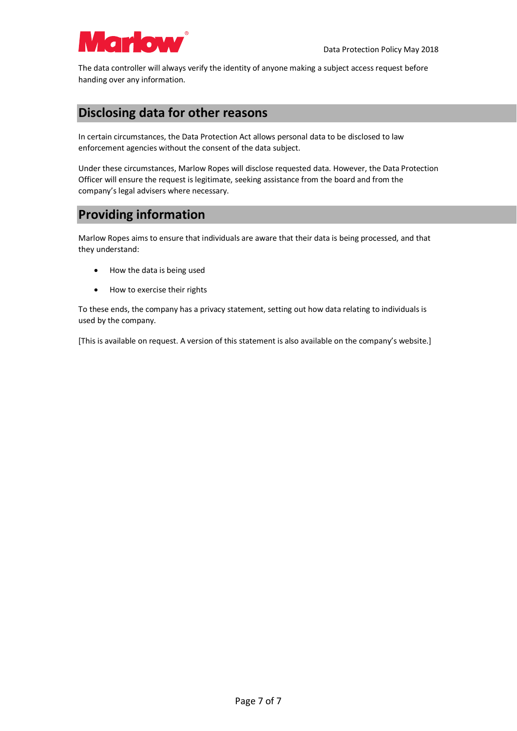The data controller will always verify the identity of anyone making a subject access request before handing over any information.

## Disclosing data for other reasons

In certain circumstances, the Data Protection Act allows personal data to be disclosed to law enforcement agencies without the consent of the data subject.

Under these circumstances, Marlow Ropes will disclose requested data. However, the Data Protection Officer will ensure the request is legitimate, seeking assistance from the board and from the company's legal advisers where necessary.

## Providing information

Marlow Ropes aims to ensure that individuals are aware that their data is being processed, and that they understand:

- How the data is being used
- How to exercise their rights

To these ends, the company has a privacy statement, setting out how data relating to individuals is used by the company.

[This is available on request. A version of this statement is also available on the company's website.]